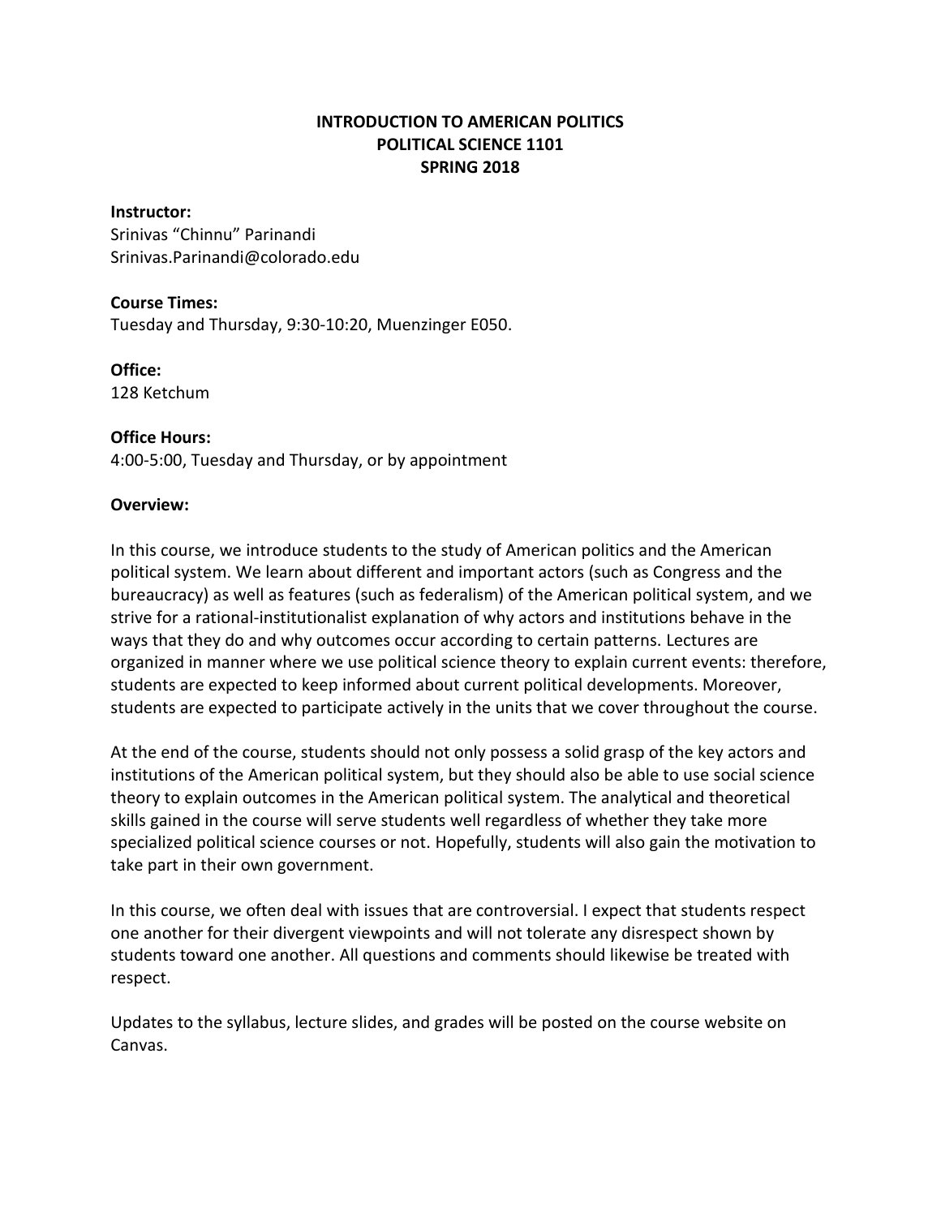# INTRODUCTION TO AMERICAN POLITICS
# POLITICAL SCIENCE 1101
# SPRING 2018

**Instructor:**
Srinivas "Chinnu" Parinandi
Srinivas.Parinandi@colorado.edu

**Course Times:**
Tuesday and Thursday, 9:30-10:20, Muenzinger E050.

**Office:**
128 Ketchum

**Office Hours:**
4:00-5:00, Tuesday and Thursday, or by appointment

**Overview:**

In this course, we introduce students to the study of American politics and the American political system. We learn about different and important actors (such as Congress and the bureaucracy) as well as features (such as federalism) of the American political system, and we strive for a rational-institutionalist explanation of why actors and institutions behave in the ways that they do and why outcomes occur according to certain patterns. Lectures are organized in manner where we use political science theory to explain current events: therefore, students are expected to keep informed about current political developments. Moreover, students are expected to participate actively in the units that we cover throughout the course.

At the end of the course, students should not only possess a solid grasp of the key actors and institutions of the American political system, but they should also be able to use social science theory to explain outcomes in the American political system. The analytical and theoretical skills gained in the course will serve students well regardless of whether they take more specialized political science courses or not. Hopefully, students will also gain the motivation to take part in their own government.

In this course, we often deal with issues that are controversial. I expect that students respect one another for their divergent viewpoints and will not tolerate any disrespect shown by students toward one another. All questions and comments should likewise be treated with respect.

Updates to the syllabus, lecture slides, and grades will be posted on the course website on Canvas.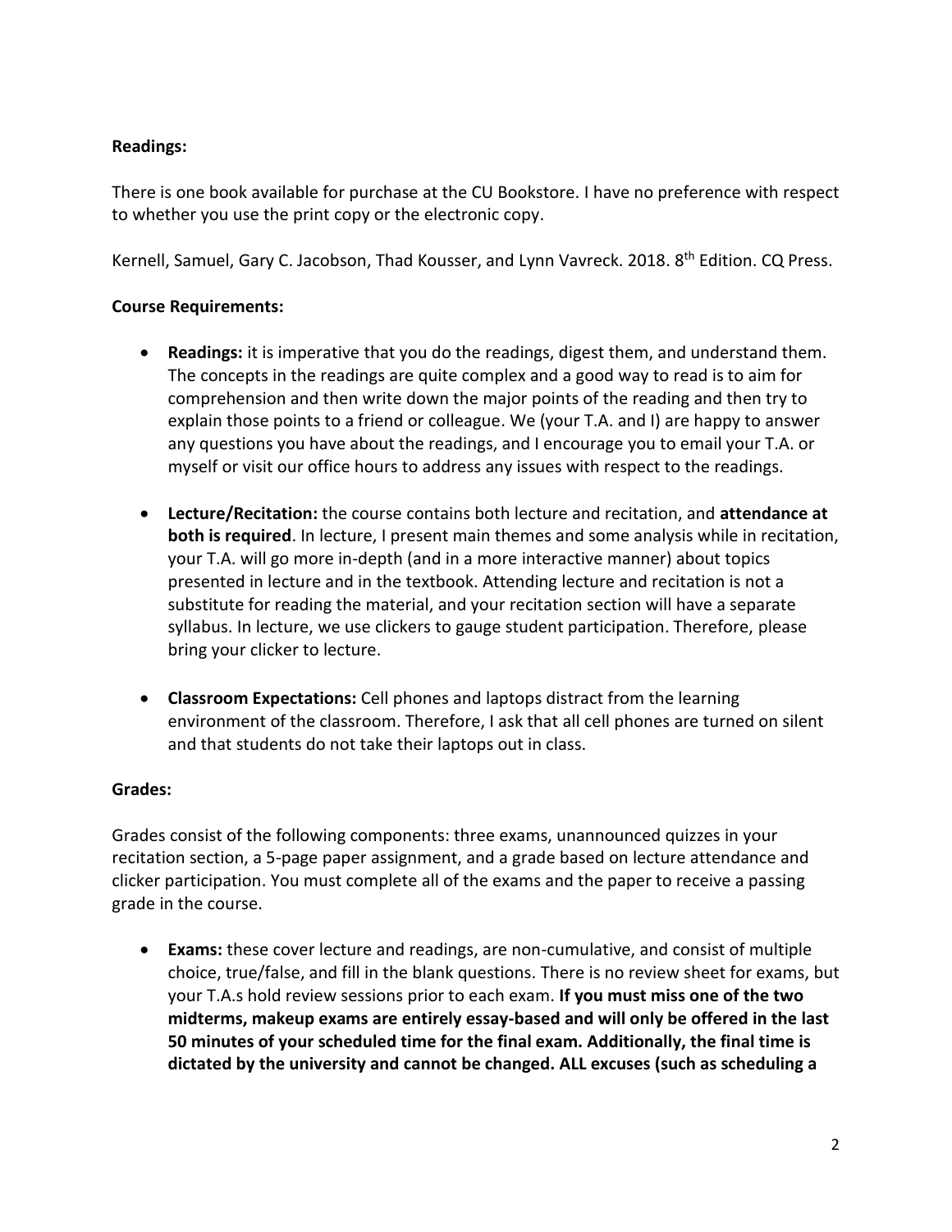**Readings:**

There is one book available for purchase at the CU Bookstore. I have no preference with respect to whether you use the print copy or the electronic copy.

Kernell, Samuel, Gary C. Jacobson, Thad Kousser, and Lynn Vavreck. 2018. 8th Edition. CQ Press.

**Course Requirements:**

- **Readings:** it is imperative that you do the readings, digest them, and understand them. The concepts in the readings are quite complex and a good way to read is to aim for comprehension and then write down the major points of the reading and then try to explain those points to a friend or colleague. We (your T.A. and I) are happy to answer any questions you have about the readings, and I encourage you to email your T.A. or myself or visit our office hours to address any issues with respect to the readings.

- **Lecture/Recitation:** the course contains both lecture and recitation, and **attendance at both is required**. In lecture, I present main themes and some analysis while in recitation, your T.A. will go more in-depth (and in a more interactive manner) about topics presented in lecture and in the textbook. Attending lecture and recitation is not a substitute for reading the material, and your recitation section will have a separate syllabus. In lecture, we use clickers to gauge student participation. Therefore, please bring your clicker to lecture.

- **Classroom Expectations:** Cell phones and laptops distract from the learning environment of the classroom. Therefore, I ask that all cell phones are turned on silent and that students do not take their laptops out in class.

**Grades:**

Grades consist of the following components: three exams, unannounced quizzes in your recitation section, a 5-page paper assignment, and a grade based on lecture attendance and clicker participation. You must complete all of the exams and the paper to receive a passing grade in the course.

- **Exams:** these cover lecture and readings, are non-cumulative, and consist of multiple choice, true/false, and fill in the blank questions. There is no review sheet for exams, but your T.A.s hold review sessions prior to each exam. **If you must miss one of the two midterms, makeup exams are entirely essay-based and will only be offered in the last 50 minutes of your scheduled time for the final exam. Additionally, the final time is dictated by the university and cannot be changed. ALL excuses (such as scheduling a**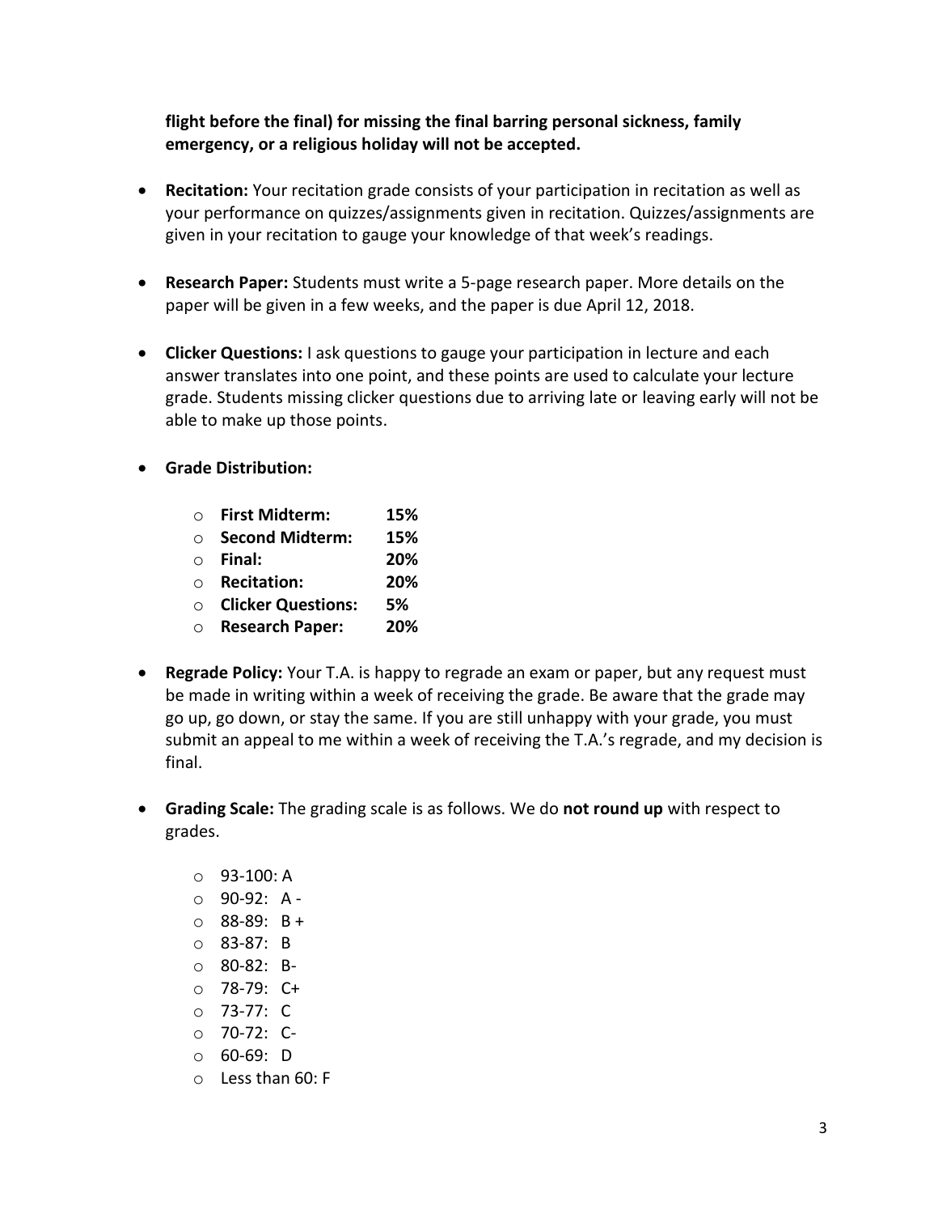**flight before the final) for missing the final barring personal sickness, family emergency, or a religious holiday will not be accepted.**

- **Recitation:** Your recitation grade consists of your participation in recitation as well as your performance on quizzes/assignments given in recitation. Quizzes/assignments are given in your recitation to gauge your knowledge of that week's readings.

- **Research Paper:** Students must write a 5-page research paper. More details on the paper will be given in a few weeks, and the paper is due April 12, 2018.

- **Clicker Questions:** I ask questions to gauge your participation in lecture and each answer translates into one point, and these points are used to calculate your lecture grade. Students missing clicker questions due to arriving late or leaving early will not be able to make up those points.

- **Grade Distribution:**
  - **First Midterm: 15%**
  - **Second Midterm: 15%**
  - **Final: 20%**
  - **Recitation: 20%**
  - **Clicker Questions: 5%**
  - **Research Paper: 20%**

- **Regrade Policy:** Your T.A. is happy to regrade an exam or paper, but any request must be made in writing within a week of receiving the grade. Be aware that the grade may go up, go down, or stay the same. If you are still unhappy with your grade, you must submit an appeal to me within a week of receiving the T.A.'s regrade, and my decision is final.

- **Grading Scale:** The grading scale is as follows. We do **not round up** with respect to grades.
  - 93-100: A
  - 90-92: A -
  - 88-89: B +
  - 83-87: B
  - 80-82: B-
  - 78-79: C+
  - 73-77: C
  - 70-72: C-
  - 60-69: D
  - Less than 60: F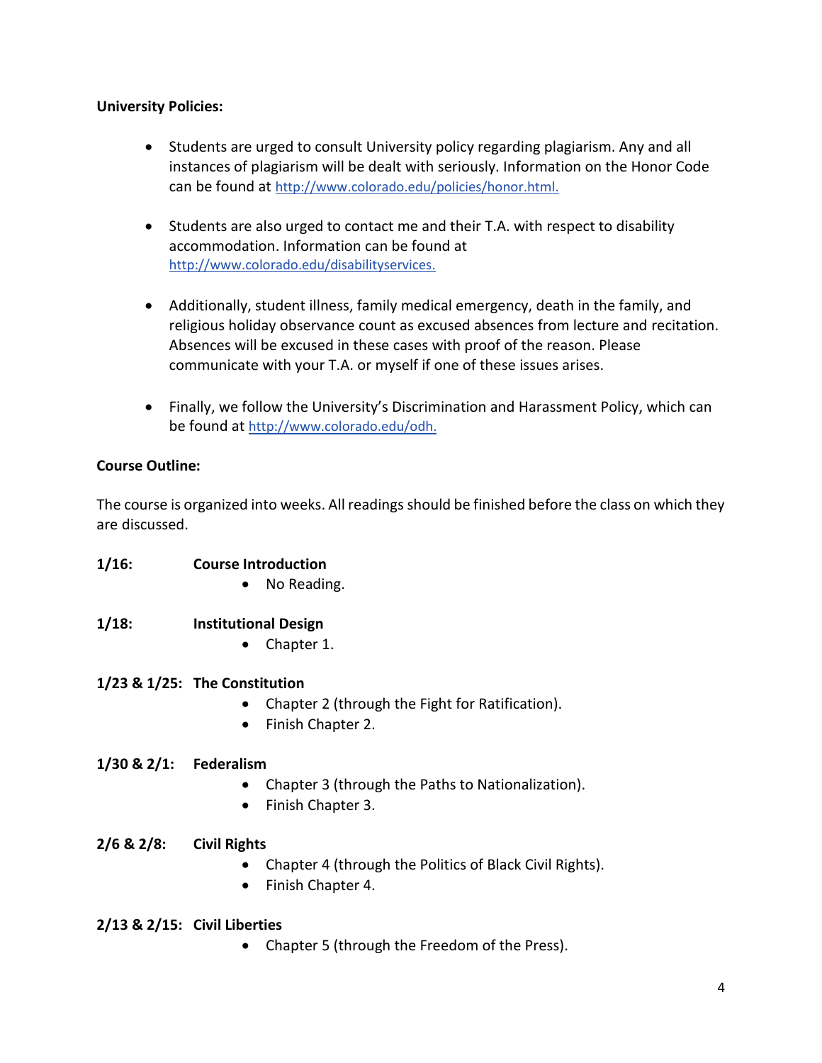**University Policies:**

- Students are urged to consult University policy regarding plagiarism. Any and all instances of plagiarism will be dealt with seriously. Information on the Honor Code can be found at http://www.colorado.edu/policies/honor.html.

- Students are also urged to contact me and their T.A. with respect to disability accommodation. Information can be found at http://www.colorado.edu/disabilityservices.

- Additionally, student illness, family medical emergency, death in the family, and religious holiday observance count as excused absences from lecture and recitation. Absences will be excused in these cases with proof of the reason. Please communicate with your T.A. or myself if one of these issues arises.

- Finally, we follow the University's Discrimination and Harassment Policy, which can be found at http://www.colorado.edu/odh.

**Course Outline:**

The course is organized into weeks. All readings should be finished before the class on which they are discussed.

**1/16:** **Course Introduction**

- No Reading.

**1/18:** **Institutional Design**

- Chapter 1.

**1/23 & 1/25:** **The Constitution**

- Chapter 2 (through the Fight for Ratification).
- Finish Chapter 2.

**1/30 & 2/1:** **Federalism**

- Chapter 3 (through the Paths to Nationalization).
- Finish Chapter 3.

**2/6 & 2/8:** **Civil Rights**

- Chapter 4 (through the Politics of Black Civil Rights).
- Finish Chapter 4.

**2/13 & 2/15:** **Civil Liberties**

- Chapter 5 (through the Freedom of the Press).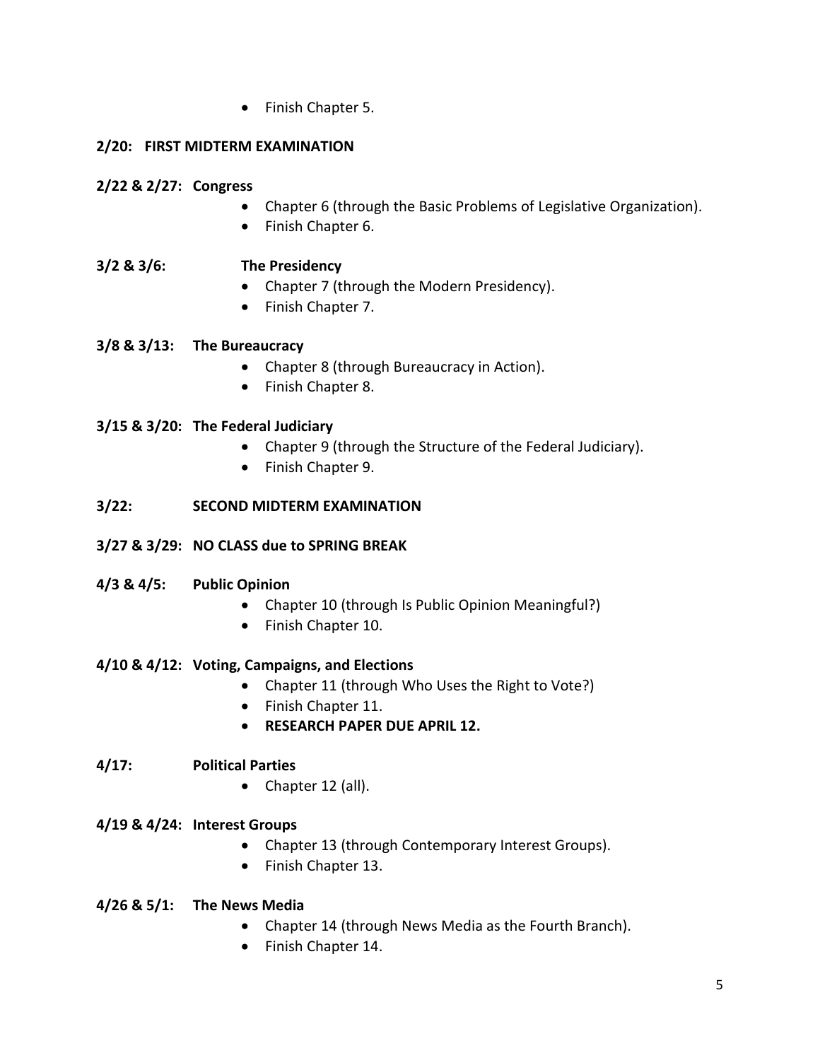- Finish Chapter 5.

**2/20: FIRST MIDTERM EXAMINATION**

**2/22 & 2/27: Congress**

- Chapter 6 (through the Basic Problems of Legislative Organization).
- Finish Chapter 6.

**3/2 & 3/6: The Presidency**

- Chapter 7 (through the Modern Presidency).
- Finish Chapter 7.

**3/8 & 3/13: The Bureaucracy**

- Chapter 8 (through Bureaucracy in Action).
- Finish Chapter 8.

**3/15 & 3/20: The Federal Judiciary**

- Chapter 9 (through the Structure of the Federal Judiciary).
- Finish Chapter 9.

**3/22: SECOND MIDTERM EXAMINATION**

**3/27 & 3/29: NO CLASS due to SPRING BREAK**

**4/3 & 4/5: Public Opinion**

- Chapter 10 (through Is Public Opinion Meaningful?)
- Finish Chapter 10.

**4/10 & 4/12: Voting, Campaigns, and Elections**

- Chapter 11 (through Who Uses the Right to Vote?)
- Finish Chapter 11.
- **RESEARCH PAPER DUE APRIL 12.**

**4/17: Political Parties**

- Chapter 12 (all).

**4/19 & 4/24: Interest Groups**

- Chapter 13 (through Contemporary Interest Groups).
- Finish Chapter 13.

**4/26 & 5/1: The News Media**

- Chapter 14 (through News Media as the Fourth Branch).
- Finish Chapter 14.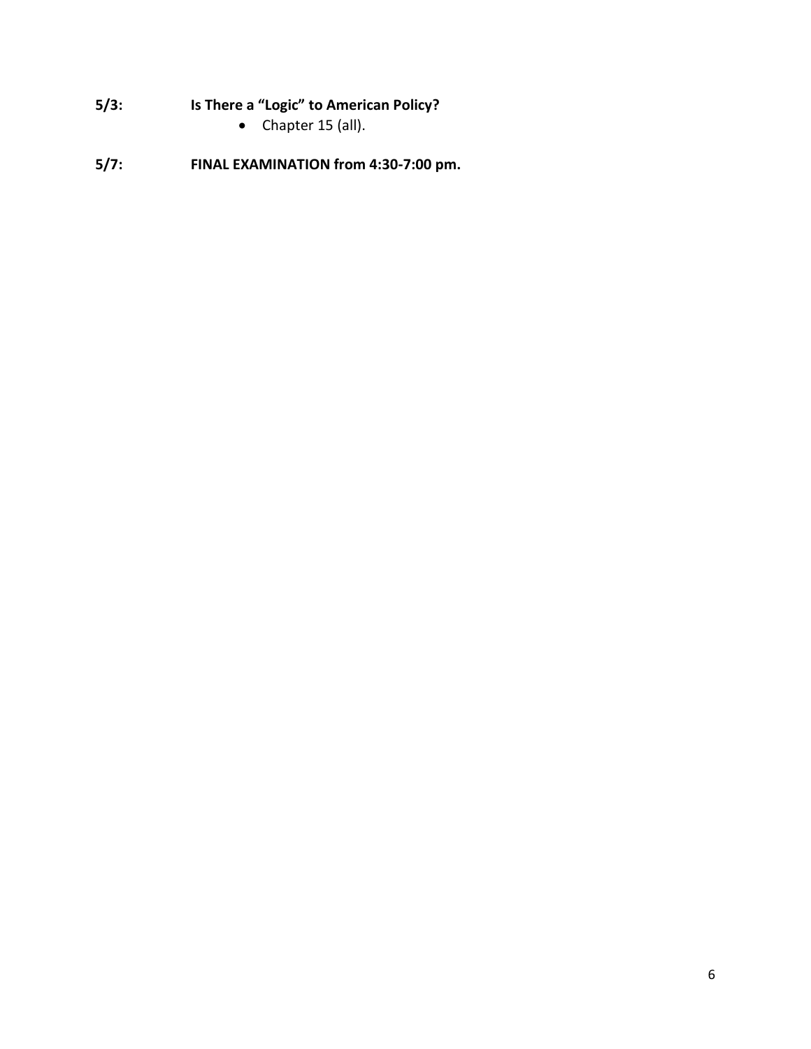**5/3:** **Is There a "Logic" to American Policy?**

- Chapter 15 (all).

**5/7:** **FINAL EXAMINATION from 4:30-7:00 pm.**